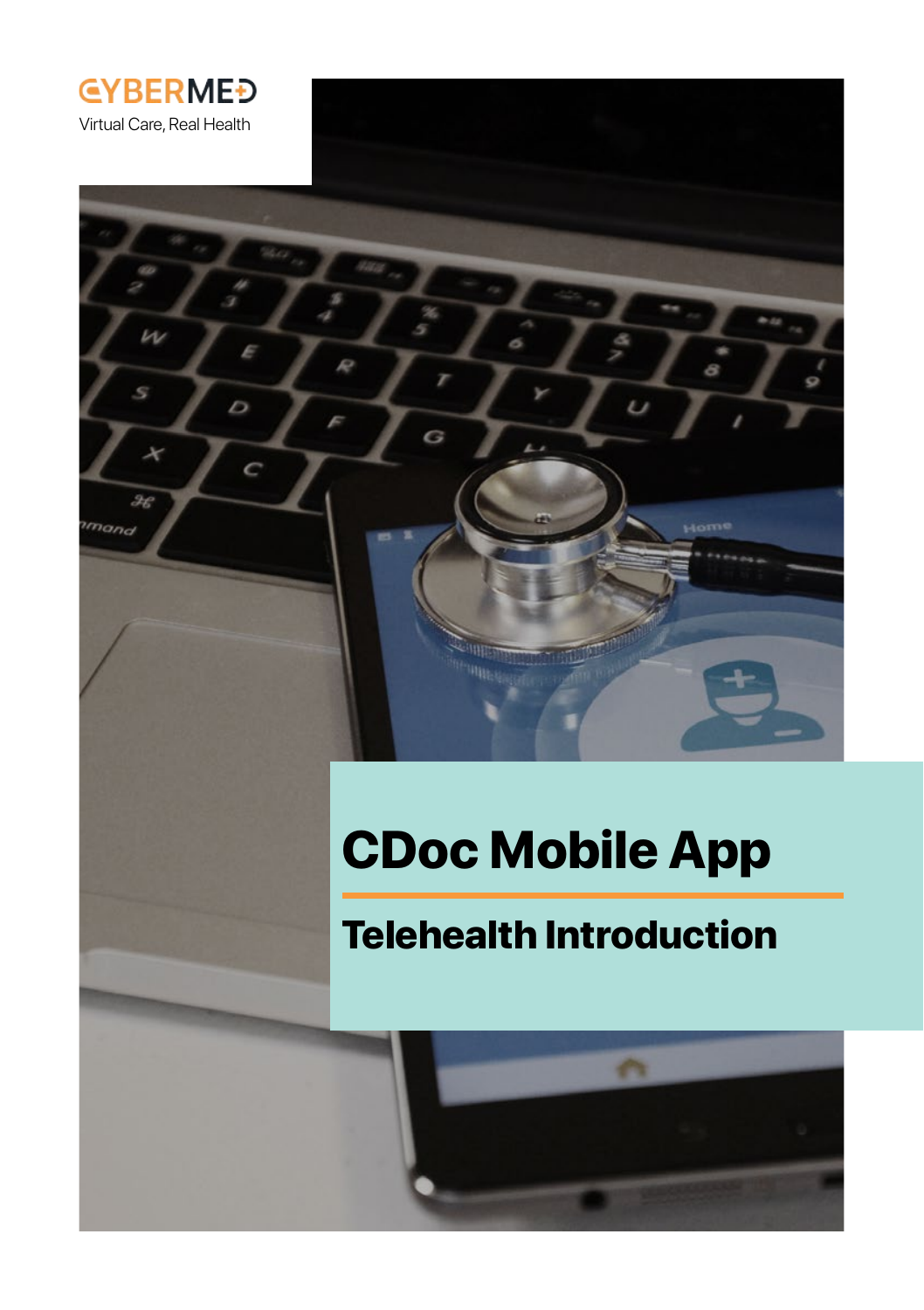CYBERMED

Virtual Care, Real Health

# CDoc Mobile App

## Telehealth Introduction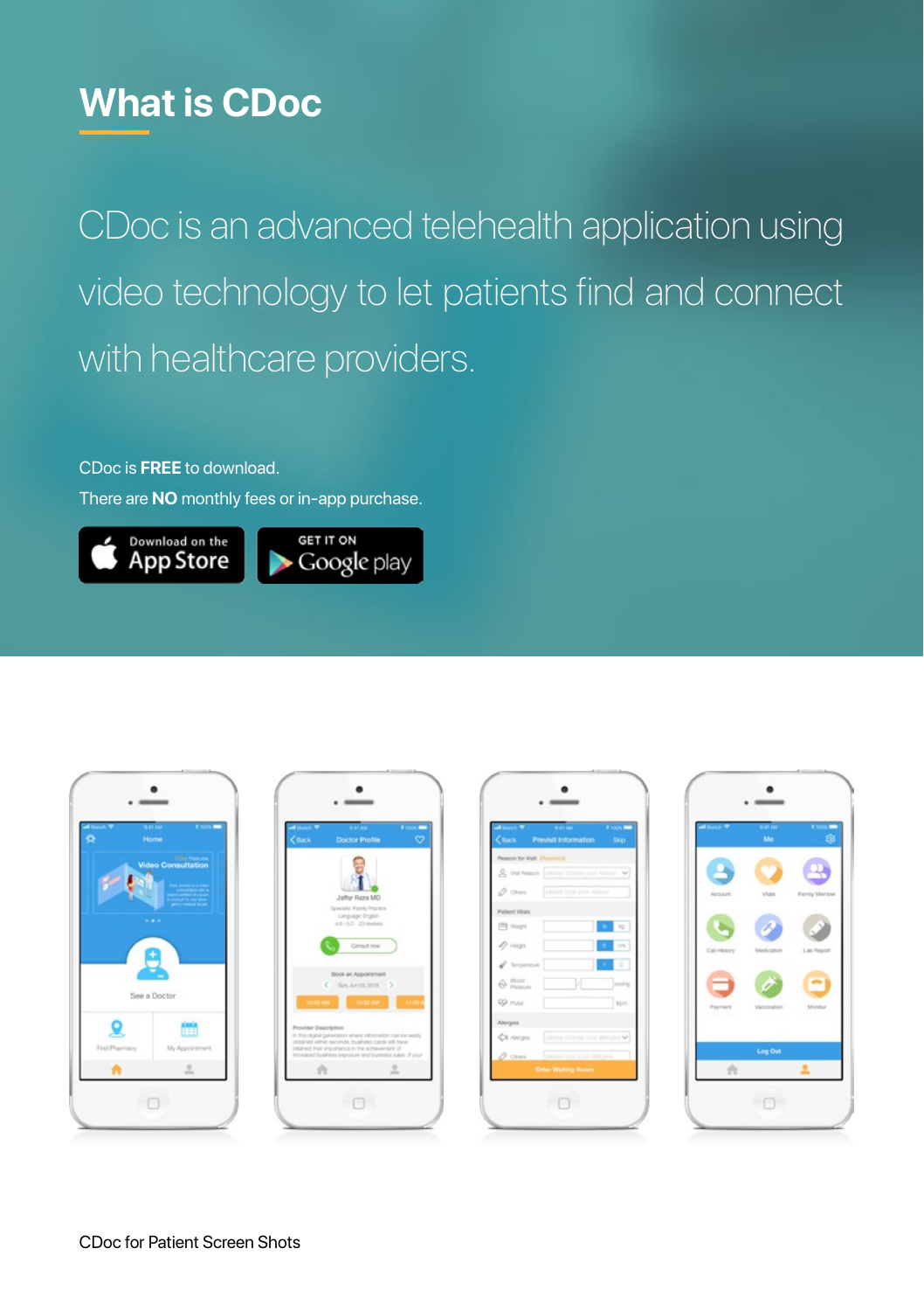# What is CDoc

CDoc is an advanced telehealth application using video technology to let patients find and connect with healthcare providers.

CDoc is **FREE** to download.

There are **NO** monthly fees or in-app purchase.

CDoc for Patient Screen Shots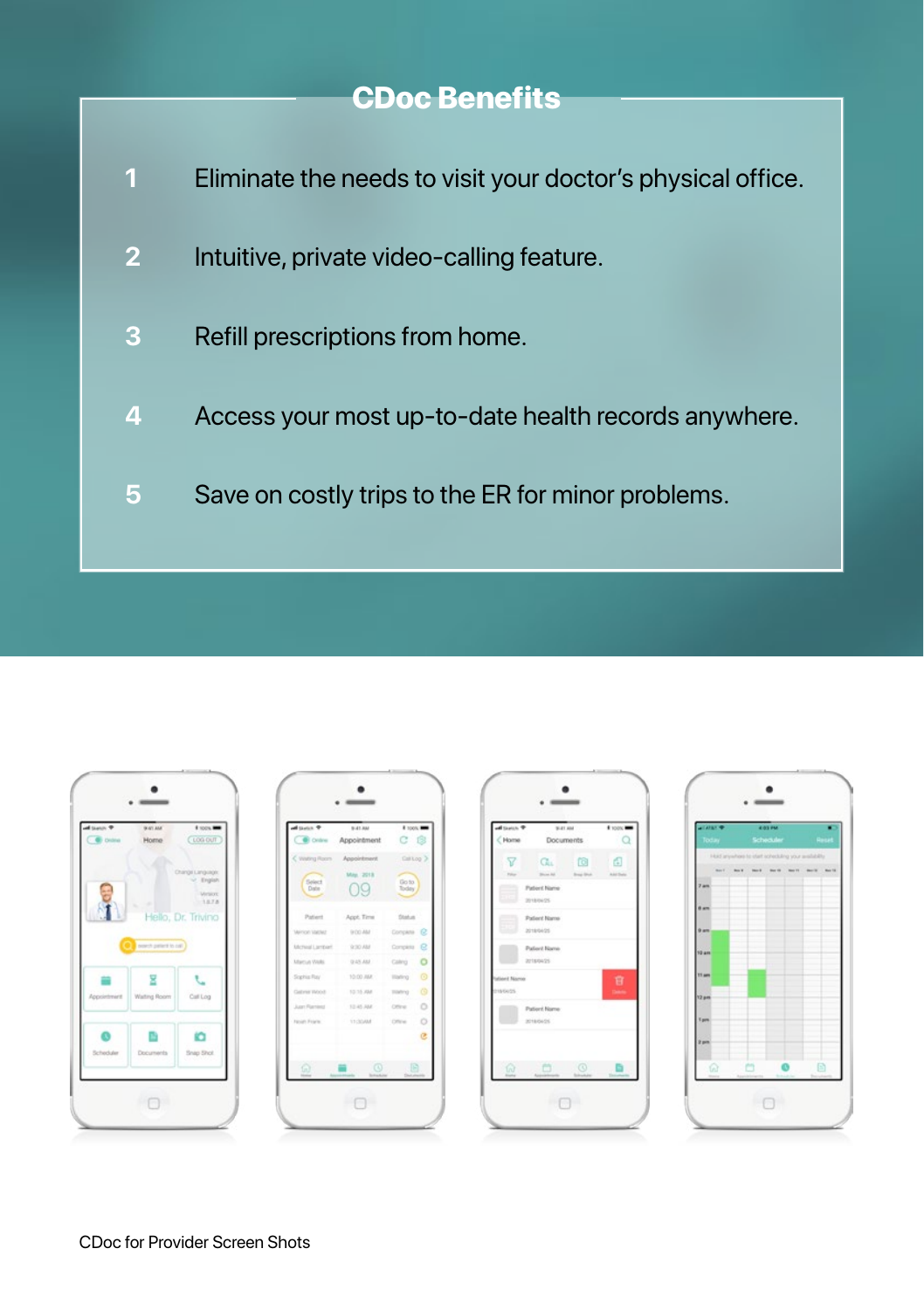## CDoc Benefits

1. Eliminate the needs to visit your doctor's physical office.
2. Intuitive, private video-calling feature.
3. Refill prescriptions from home.
4. Access your most up-to-date health records anywhere.
5. Save on costly trips to the ER for minor problems.

CDoc for Provider Screen Shots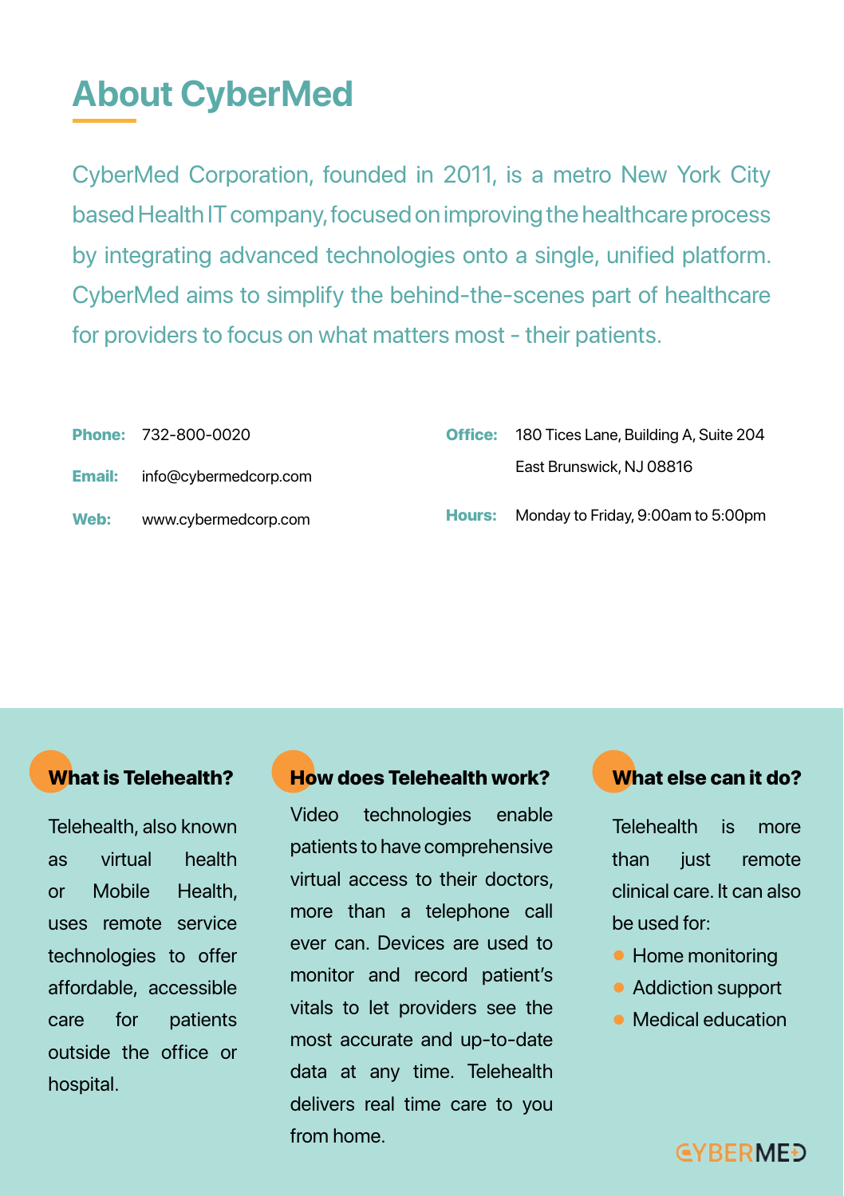# About CyberMed

CyberMed Corporation, founded in 2011, is a metro New York City based Health IT company, focused on improving the healthcare process by integrating advanced technologies onto a single, unified platform. CyberMed aims to simplify the behind-the-scenes part of healthcare for providers to focus on what matters most - their patients.

**Phone:** 732-800-0020

**Email:** info@cybermedcorp.com

**Web:** www.cybermedcorp.com

**Office:** 180 Tices Lane, Building A, Suite 204
East Brunswick, NJ 08816

**Hours:** Monday to Friday, 9:00am to 5:00pm

## What is Telehealth?

Telehealth, also known as virtual health or Mobile Health, uses remote service technologies to offer affordable, accessible care for patients outside the office or hospital.

## How does Telehealth work?

Video technologies enable patients to have comprehensive virtual access to their doctors, more than a telephone call ever can. Devices are used to monitor and record patient's vitals to let providers see the most accurate and up-to-date data at any time. Telehealth delivers real time care to you from home.

## What else can it do?

Telehealth is more than just remote clinical care. It can also be used for:

- Home monitoring
- Addiction support
- Medical education

CYBERMED